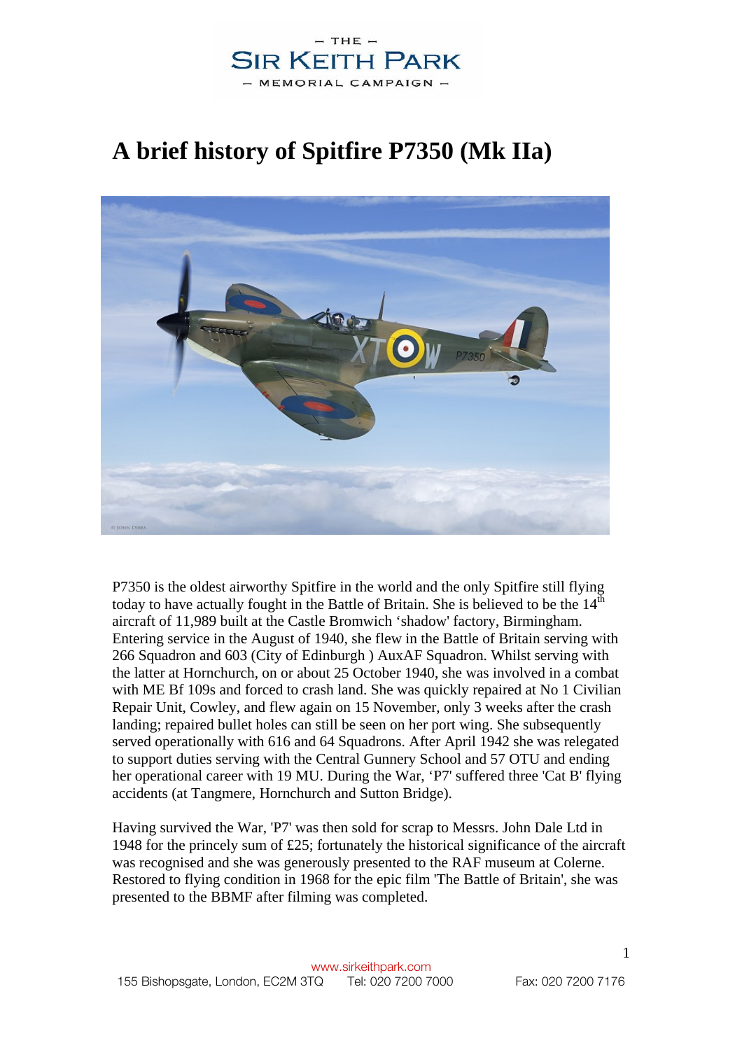# A brief history of Spitfire P7350 (Mk IIa)

P7350 is the oldest airworthy Spitfire in the world and the only Spitfire still flying today to have actually fought in the Battle of Britain. She is believed to be the 14th aircraft of 11,989 built at the Castle Bromwich 'shadow' factory, Birmingham. Entering service in the August of 1940, she flew in the Battle of Britain serving with 266 Squadron and 603 (City of Edinburgh ) AuxAF Squadron. Whilst serving with the latter at Hornchurch, on or about 25 October 1940, she was involved in a combat with ME Bf 109s and forced to crash land. She was quickly repaired at No 1 Civilian Repair Unit, Cowley, and flew again on 15 November, only 3 weeks after the crash landing; repaired bullet holes can still be seen on her port wing. She subsequently served operationally with 616 and 64 Squadrons. After April 1942 she was relegated to support duties serving with the Central Gunnery School and 57 OTU and ending her operational career with 19 MU. During the War, 'P7' suffered three 'Cat B' flying accidents (at Tangmere, Hornchurch and Sutton Bridge).

Having survived the War, 'P7' was then sold for scrap to Messrs. John Dale Ltd in 1948 for the princely sum of £25; fortunately the historical significance of the aircraft was recognised and she was generously presented to the RAF museum at Colerne. Restored to flying condition in 1968 for the epic film 'The Battle of Britain', she was presented to the BBMF after filming was completed.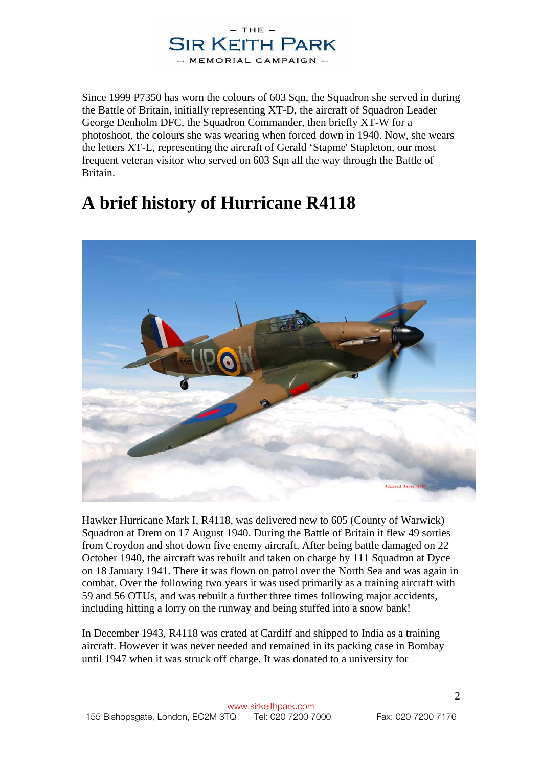Since 1999 P7350 has worn the colours of 603 Sqn, the Squadron she served in during the Battle of Britain, initially representing XT-D, the aircraft of Squadron Leader George Denholm DFC, the Squadron Commander, then briefly XT-W for a photoshoot, the colours she was wearing when forced down in 1940. Now, she wears the letters XT-L, representing the aircraft of Gerald 'Stapme' Stapleton, our most frequent veteran visitor who served on 603 Sqn all the way through the Battle of Britain.

# A brief history of Hurricane R4118

Hawker Hurricane Mark I, R4118, was delivered new to 605 (County of Warwick) Squadron at Drem on 17 August 1940. During the Battle of Britain it flew 49 sorties from Croydon and shot down five enemy aircraft. After being battle damaged on 22 October 1940, the aircraft was rebuilt and taken on charge by 111 Squadron at Dyce on 18 January 1941. There it was flown on patrol over the North Sea and was again in combat. Over the following two years it was used primarily as a training aircraft with 59 and 56 OTUs, and was rebuilt a further three times following major accidents, including hitting a lorry on the runway and being stuffed into a snow bank!

In December 1943, R4118 was crated at Cardiff and shipped to India as a training aircraft. However it was never needed and remained in its packing case in Bombay until 1947 when it was struck off charge. It was donated to a university for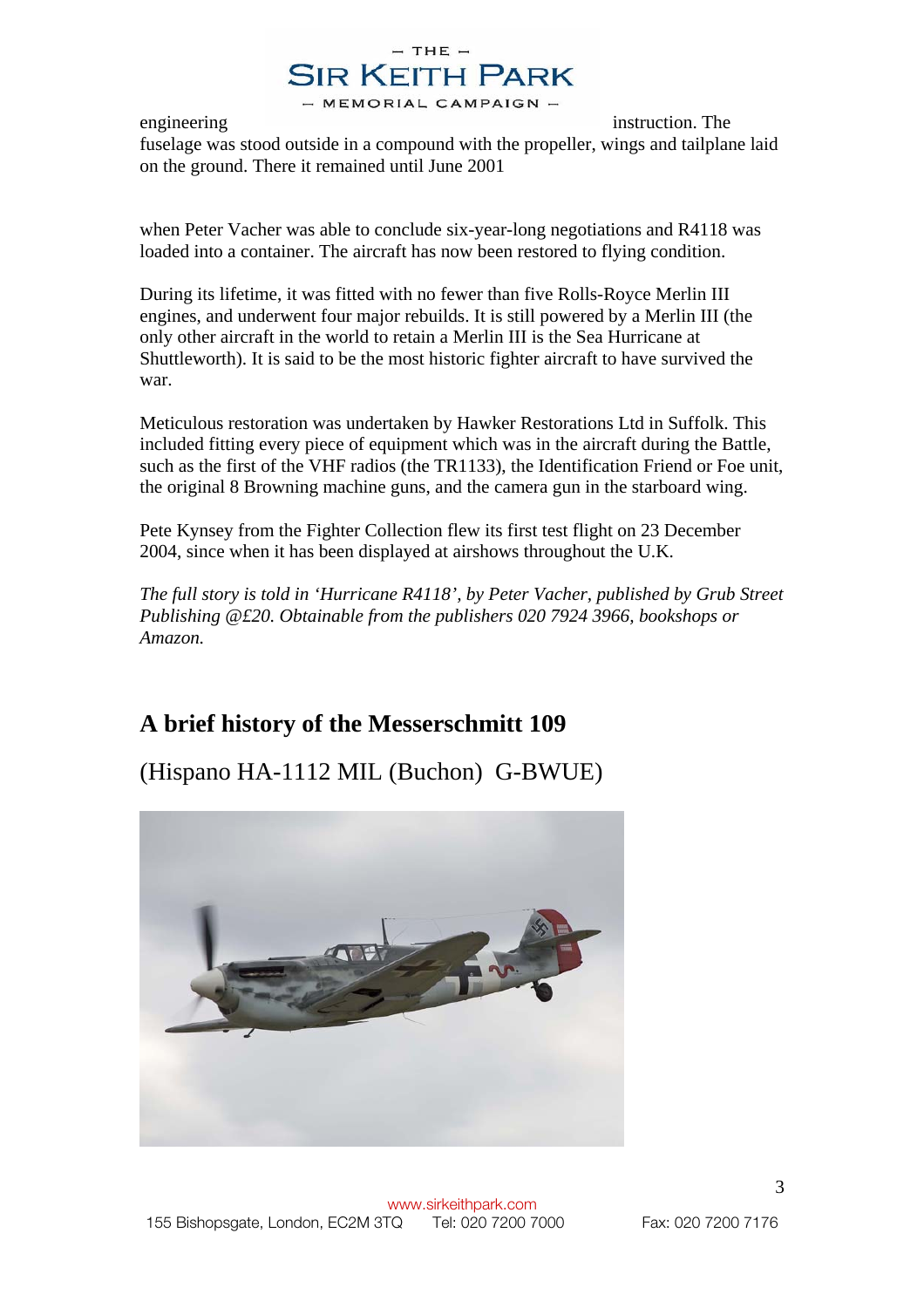engineering instruction. The fuselage was stood outside in a compound with the propeller, wings and tailplane laid on the ground. There it remained until June 2001

when Peter Vacher was able to conclude six-year-long negotiations and R4118 was loaded into a container. The aircraft has now been restored to flying condition.

During its lifetime, it was fitted with no fewer than five Rolls-Royce Merlin III engines, and underwent four major rebuilds. It is still powered by a Merlin III (the only other aircraft in the world to retain a Merlin III is the Sea Hurricane at Shuttleworth). It is said to be the most historic fighter aircraft to have survived the war.

Meticulous restoration was undertaken by Hawker Restorations Ltd in Suffolk. This included fitting every piece of equipment which was in the aircraft during the Battle, such as the first of the VHF radios (the TR1133), the Identification Friend or Foe unit, the original 8 Browning machine guns, and the camera gun in the starboard wing.

Pete Kynsey from the Fighter Collection flew its first test flight on 23 December 2004, since when it has been displayed at airshows throughout the U.K.

*The full story is told in 'Hurricane R4118', by Peter Vacher, published by Grub Street Publishing @£20. Obtainable from the publishers 020 7924 3966, bookshops or Amazon.*

## A brief history of the Messerschmitt 109

(Hispano HA-1112 MIL (Buchon) G-BWUE)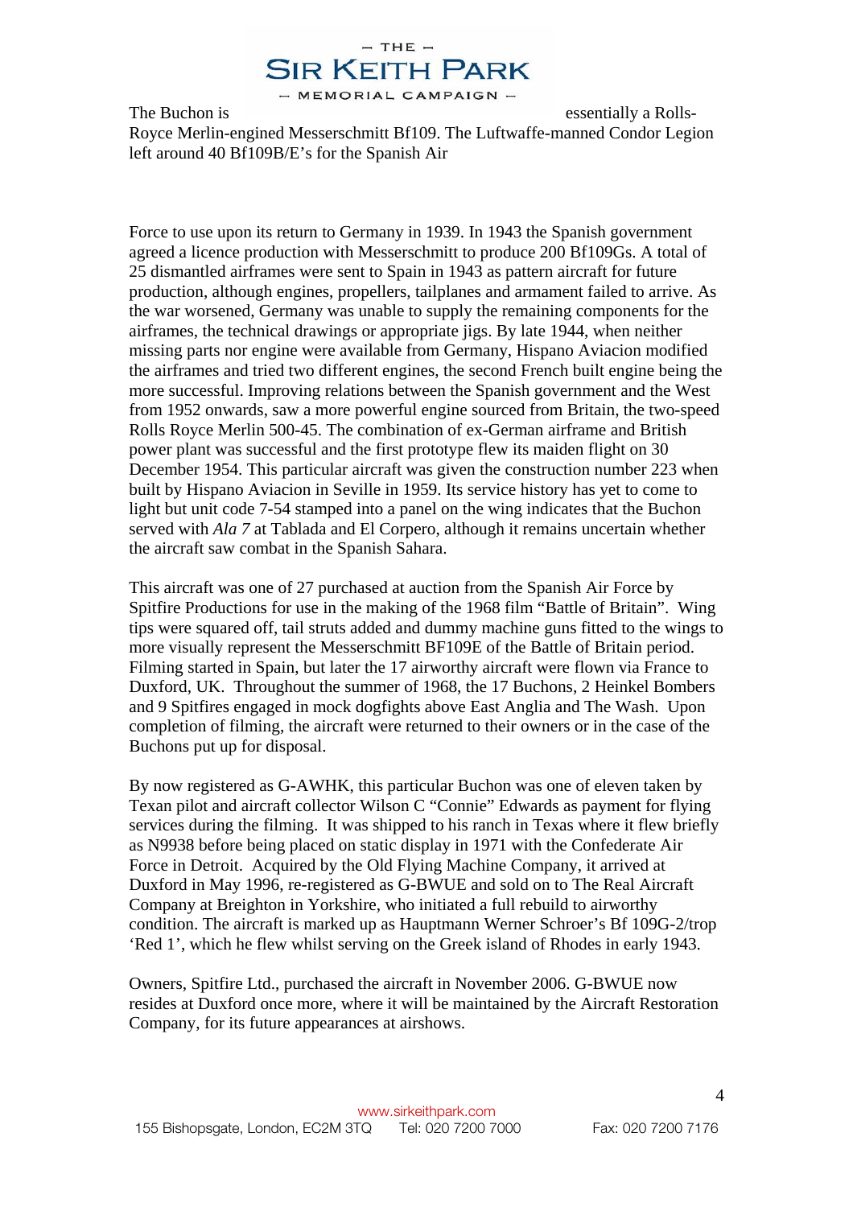The Buchon is essentially a Rolls-Royce Merlin-engined Messerschmitt Bf109. The Luftwaffe-manned Condor Legion left around 40 Bf109B/E's for the Spanish Air Force to use upon its return to Germany in 1939. In 1943 the Spanish government agreed a licence production with Messerschmitt to produce 200 Bf109Gs. A total of 25 dismantled airframes were sent to Spain in 1943 as pattern aircraft for future production, although engines, propellers, tailplanes and armament failed to arrive. As the war worsened, Germany was unable to supply the remaining components for the airframes, the technical drawings or appropriate jigs. By late 1944, when neither missing parts nor engine were available from Germany, Hispano Aviacion modified the airframes and tried two different engines, the second French built engine being the more successful. Improving relations between the Spanish government and the West from 1952 onwards, saw a more powerful engine sourced from Britain, the two-speed Rolls Royce Merlin 500-45. The combination of ex-German airframe and British power plant was successful and the first prototype flew its maiden flight on 30 December 1954. This particular aircraft was given the construction number 223 when built by Hispano Aviacion in Seville in 1959. Its service history has yet to come to light but unit code 7-54 stamped into a panel on the wing indicates that the Buchon served with *Ala 7* at Tablada and El Corpero, although it remains uncertain whether the aircraft saw combat in the Spanish Sahara.

This aircraft was one of 27 purchased at auction from the Spanish Air Force by Spitfire Productions for use in the making of the 1968 film "Battle of Britain". Wing tips were squared off, tail struts added and dummy machine guns fitted to the wings to more visually represent the Messerschmitt BF109E of the Battle of Britain period. Filming started in Spain, but later the 17 airworthy aircraft were flown via France to Duxford, UK. Throughout the summer of 1968, the 17 Buchons, 2 Heinkel Bombers and 9 Spitfires engaged in mock dogfights above East Anglia and The Wash. Upon completion of filming, the aircraft were returned to their owners or in the case of the Buchons put up for disposal.

By now registered as G-AWHK, this particular Buchon was one of eleven taken by Texan pilot and aircraft collector Wilson C "Connie" Edwards as payment for flying services during the filming. It was shipped to his ranch in Texas where it flew briefly as N9938 before being placed on static display in 1971 with the Confederate Air Force in Detroit. Acquired by the Old Flying Machine Company, it arrived at Duxford in May 1996, re-registered as G-BWUE and sold on to The Real Aircraft Company at Breighton in Yorkshire, who initiated a full rebuild to airworthy condition. The aircraft is marked up as Hauptmann Werner Schroer's Bf 109G-2/trop 'Red 1', which he flew whilst serving on the Greek island of Rhodes in early 1943.

Owners, Spitfire Ltd., purchased the aircraft in November 2006. G-BWUE now resides at Duxford once more, where it will be maintained by the Aircraft Restoration Company, for its future appearances at airshows.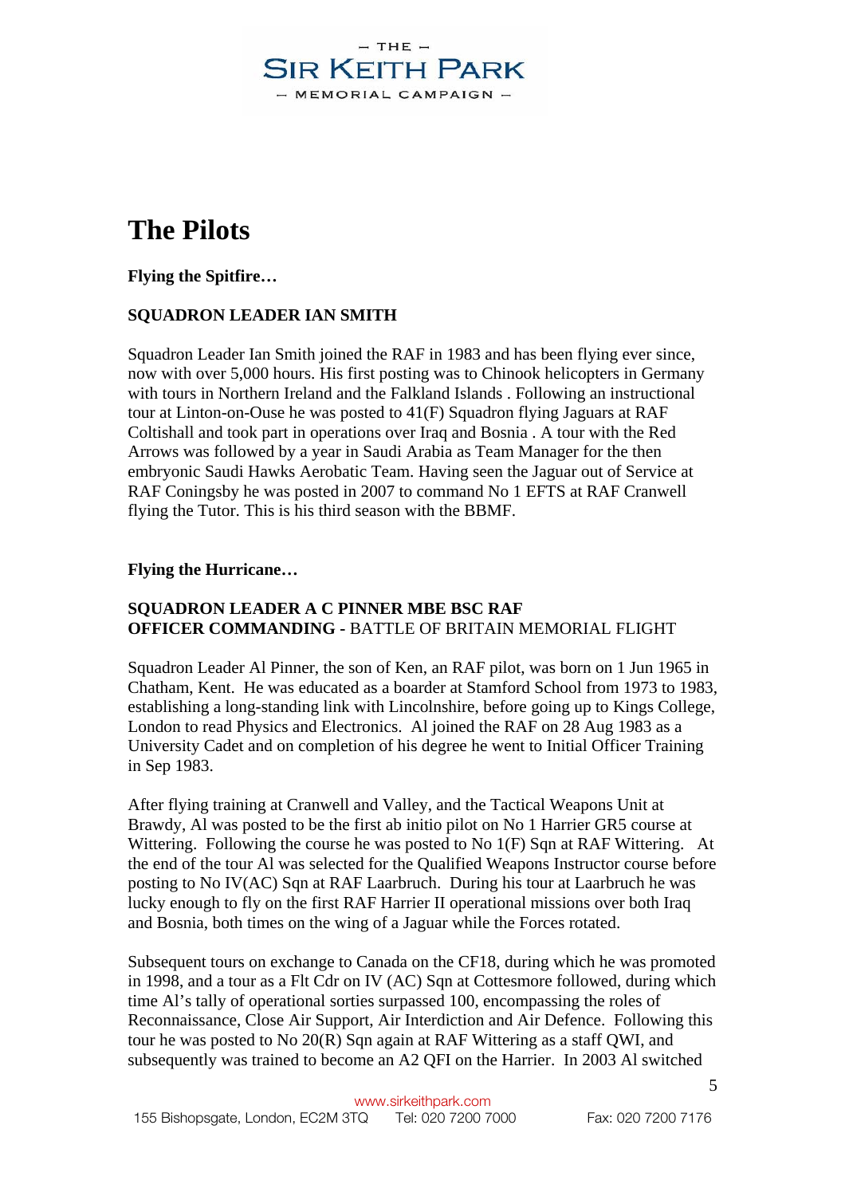# The Pilots

**Flying the Spitfire…**

**SQUADRON LEADER IAN SMITH**

Squadron Leader Ian Smith joined the RAF in 1983 and has been flying ever since, now with over 5,000 hours. His first posting was to Chinook helicopters in Germany with tours in Northern Ireland and the Falkland Islands . Following an instructional tour at Linton-on-Ouse he was posted to 41(F) Squadron flying Jaguars at RAF Coltishall and took part in operations over Iraq and Bosnia . A tour with the Red Arrows was followed by a year in Saudi Arabia as Team Manager for the then embryonic Saudi Hawks Aerobatic Team. Having seen the Jaguar out of Service at RAF Coningsby he was posted in 2007 to command No 1 EFTS at RAF Cranwell flying the Tutor. This is his third season with the BBMF.

**Flying the Hurricane…**

**SQUADRON LEADER A C PINNER MBE BSC RAF**
**OFFICER COMMANDING -** BATTLE OF BRITAIN MEMORIAL FLIGHT

Squadron Leader Al Pinner, the son of Ken, an RAF pilot, was born on 1 Jun 1965 in Chatham, Kent. He was educated as a boarder at Stamford School from 1973 to 1983, establishing a long-standing link with Lincolnshire, before going up to Kings College, London to read Physics and Electronics. Al joined the RAF on 28 Aug 1983 as a University Cadet and on completion of his degree he went to Initial Officer Training in Sep 1983.

After flying training at Cranwell and Valley, and the Tactical Weapons Unit at Brawdy, Al was posted to be the first ab initio pilot on No 1 Harrier GR5 course at Wittering. Following the course he was posted to No 1(F) Sqn at RAF Wittering. At the end of the tour Al was selected for the Qualified Weapons Instructor course before posting to No IV(AC) Sqn at RAF Laarbruch. During his tour at Laarbruch he was lucky enough to fly on the first RAF Harrier II operational missions over both Iraq and Bosnia, both times on the wing of a Jaguar while the Forces rotated.

Subsequent tours on exchange to Canada on the CF18, during which he was promoted in 1998, and a tour as a Flt Cdr on IV (AC) Sqn at Cottesmore followed, during which time Al's tally of operational sorties surpassed 100, encompassing the roles of Reconnaissance, Close Air Support, Air Interdiction and Air Defence. Following this tour he was posted to No 20(R) Sqn again at RAF Wittering as a staff QWI, and subsequently was trained to become an A2 QFI on the Harrier. In 2003 Al switched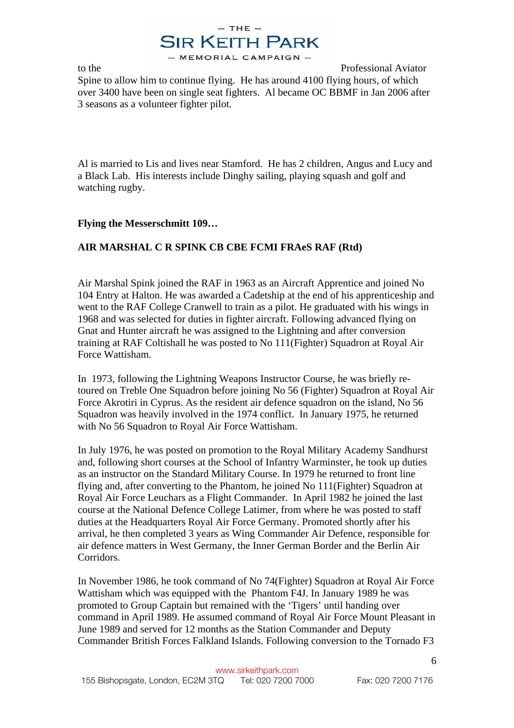to the Professional Aviator Spine to allow him to continue flying. He has around 4100 flying hours, of which over 3400 have been on single seat fighters. Al became OC BBMF in Jan 2006 after 3 seasons as a volunteer fighter pilot.

Al is married to Lis and lives near Stamford. He has 2 children, Angus and Lucy and a Black Lab. His interests include Dinghy sailing, playing squash and golf and watching rugby.

**Flying the Messerschmitt 109…**

**AIR MARSHAL C R SPINK CB CBE FCMI FRAeS RAF (Rtd)**

Air Marshal Spink joined the RAF in 1963 as an Aircraft Apprentice and joined No 104 Entry at Halton. He was awarded a Cadetship at the end of his apprenticeship and went to the RAF College Cranwell to train as a pilot. He graduated with his wings in 1968 and was selected for duties in fighter aircraft. Following advanced flying on Gnat and Hunter aircraft he was assigned to the Lightning and after conversion training at RAF Coltishall he was posted to No 111(Fighter) Squadron at Royal Air Force Wattisham.

In 1973, following the Lightning Weapons Instructor Course, he was briefly re-toured on Treble One Squadron before joining No 56 (Fighter) Squadron at Royal Air Force Akrotiri in Cyprus. As the resident air defence squadron on the island, No 56 Squadron was heavily involved in the 1974 conflict. In January 1975, he returned with No 56 Squadron to Royal Air Force Wattisham.

In July 1976, he was posted on promotion to the Royal Military Academy Sandhurst and, following short courses at the School of Infantry Warminster, he took up duties as an instructor on the Standard Military Course. In 1979 he returned to front line flying and, after converting to the Phantom, he joined No 111(Fighter) Squadron at Royal Air Force Leuchars as a Flight Commander. In April 1982 he joined the last course at the National Defence College Latimer, from where he was posted to staff duties at the Headquarters Royal Air Force Germany. Promoted shortly after his arrival, he then completed 3 years as Wing Commander Air Defence, responsible for air defence matters in West Germany, the Inner German Border and the Berlin Air Corridors.

In November 1986, he took command of No 74(Fighter) Squadron at Royal Air Force Wattisham which was equipped with the Phantom F4J. In January 1989 he was promoted to Group Captain but remained with the 'Tigers' until handing over command in April 1989. He assumed command of Royal Air Force Mount Pleasant in June 1989 and served for 12 months as the Station Commander and Deputy Commander British Forces Falkland Islands. Following conversion to the Tornado F3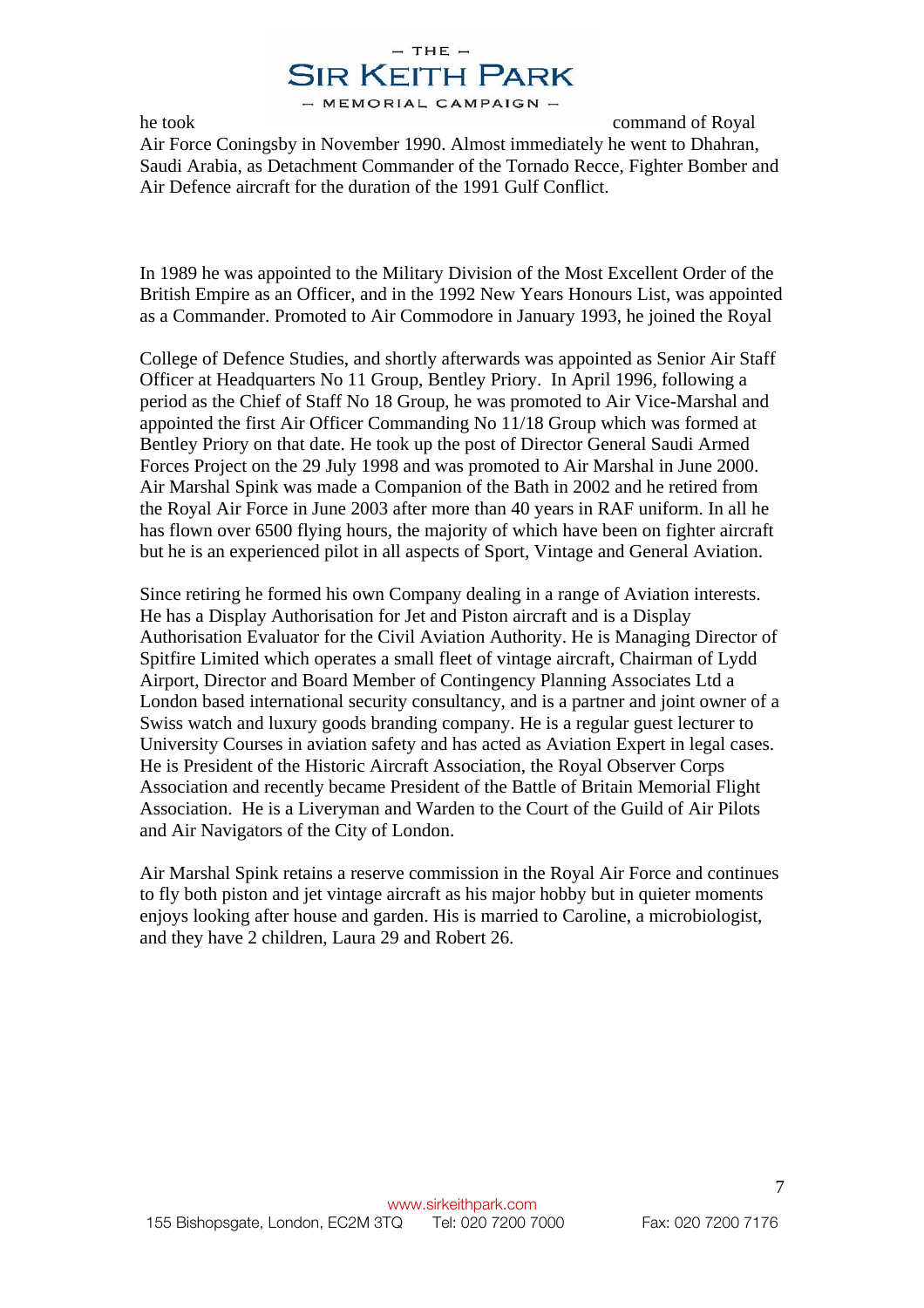he took command of Royal Air Force Coningsby in November 1990. Almost immediately he went to Dhahran, Saudi Arabia, as Detachment Commander of the Tornado Recce, Fighter Bomber and Air Defence aircraft for the duration of the 1991 Gulf Conflict.

In 1989 he was appointed to the Military Division of the Most Excellent Order of the British Empire as an Officer, and in the 1992 New Years Honours List, was appointed as a Commander. Promoted to Air Commodore in January 1993, he joined the Royal

College of Defence Studies, and shortly afterwards was appointed as Senior Air Staff Officer at Headquarters No 11 Group, Bentley Priory. In April 1996, following a period as the Chief of Staff No 18 Group, he was promoted to Air Vice-Marshal and appointed the first Air Officer Commanding No 11/18 Group which was formed at Bentley Priory on that date. He took up the post of Director General Saudi Armed Forces Project on the 29 July 1998 and was promoted to Air Marshal in June 2000. Air Marshal Spink was made a Companion of the Bath in 2002 and he retired from the Royal Air Force in June 2003 after more than 40 years in RAF uniform. In all he has flown over 6500 flying hours, the majority of which have been on fighter aircraft but he is an experienced pilot in all aspects of Sport, Vintage and General Aviation.

Since retiring he formed his own Company dealing in a range of Aviation interests. He has a Display Authorisation for Jet and Piston aircraft and is a Display Authorisation Evaluator for the Civil Aviation Authority. He is Managing Director of Spitfire Limited which operates a small fleet of vintage aircraft, Chairman of Lydd Airport, Director and Board Member of Contingency Planning Associates Ltd a London based international security consultancy, and is a partner and joint owner of a Swiss watch and luxury goods branding company. He is a regular guest lecturer to University Courses in aviation safety and has acted as Aviation Expert in legal cases. He is President of the Historic Aircraft Association, the Royal Observer Corps Association and recently became President of the Battle of Britain Memorial Flight Association. He is a Liveryman and Warden to the Court of the Guild of Air Pilots and Air Navigators of the City of London.

Air Marshal Spink retains a reserve commission in the Royal Air Force and continues to fly both piston and jet vintage aircraft as his major hobby but in quieter moments enjoys looking after house and garden. His is married to Caroline, a microbiologist, and they have 2 children, Laura 29 and Robert 26.